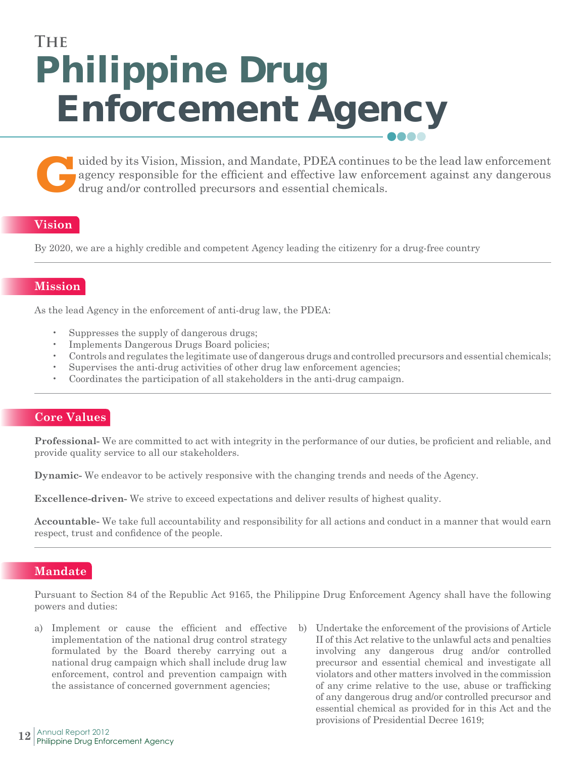# THE Philippine Drug Enforcement Agency

Guided by its Vision, Mission, and Mandate, PDEA continues to be the lead law enforcement agency responsible for the efficient and effective law enforcement against any dangerous drug and/or controlled precursors and essential chemicals.

## Vision

By 2020, we are a highly credible and competent Agency leading the citizenry for a drug-free country

## Mission

As the lead Agency in the enforcement of anti-drug law, the PDEA:

- Suppresses the supply of dangerous drugs;
- Implements Dangerous Drugs Board policies;
- Controls and regulates the legitimate use of dangerous drugs and controlled precursors and essential chemicals;
- Supervises the anti-drug activities of other drug law enforcement agencies;
- Coordinates the participation of all stakeholders in the anti-drug campaign.

## Core Values

**Professional-** We are committed to act with integrity in the performance of our duties, be proficient and reliable, and provide quality service to all our stakeholders.

**Dynamic-** We endeavor to be actively responsive with the changing trends and needs of the Agency.

**Excellence-driven-** We strive to exceed expectations and deliver results of highest quality.

**Accountable-** We take full accountability and responsibility for all actions and conduct in a manner that would earn respect, trust and confidence of the people.

## Mandate

Pursuant to Section 84 of the Republic Act 9165, the Philippine Drug Enforcement Agency shall have the following powers and duties:

a) Implement or cause the efficient and effective implementation of the national drug control strategy formulated by the Board thereby carrying out a national drug campaign which shall include drug law enforcement, control and prevention campaign with the assistance of concerned government agencies;

b) Undertake the enforcement of the provisions of Article II of this Act relative to the unlawful acts and penalties involving any dangerous drug and/or controlled precursor and essential chemical and investigate all violators and other matters involved in the commission of any crime relative to the use, abuse or trafficking of any dangerous drug and/or controlled precursor and essential chemical as provided for in this Act and the provisions of Presidential Decree 1619;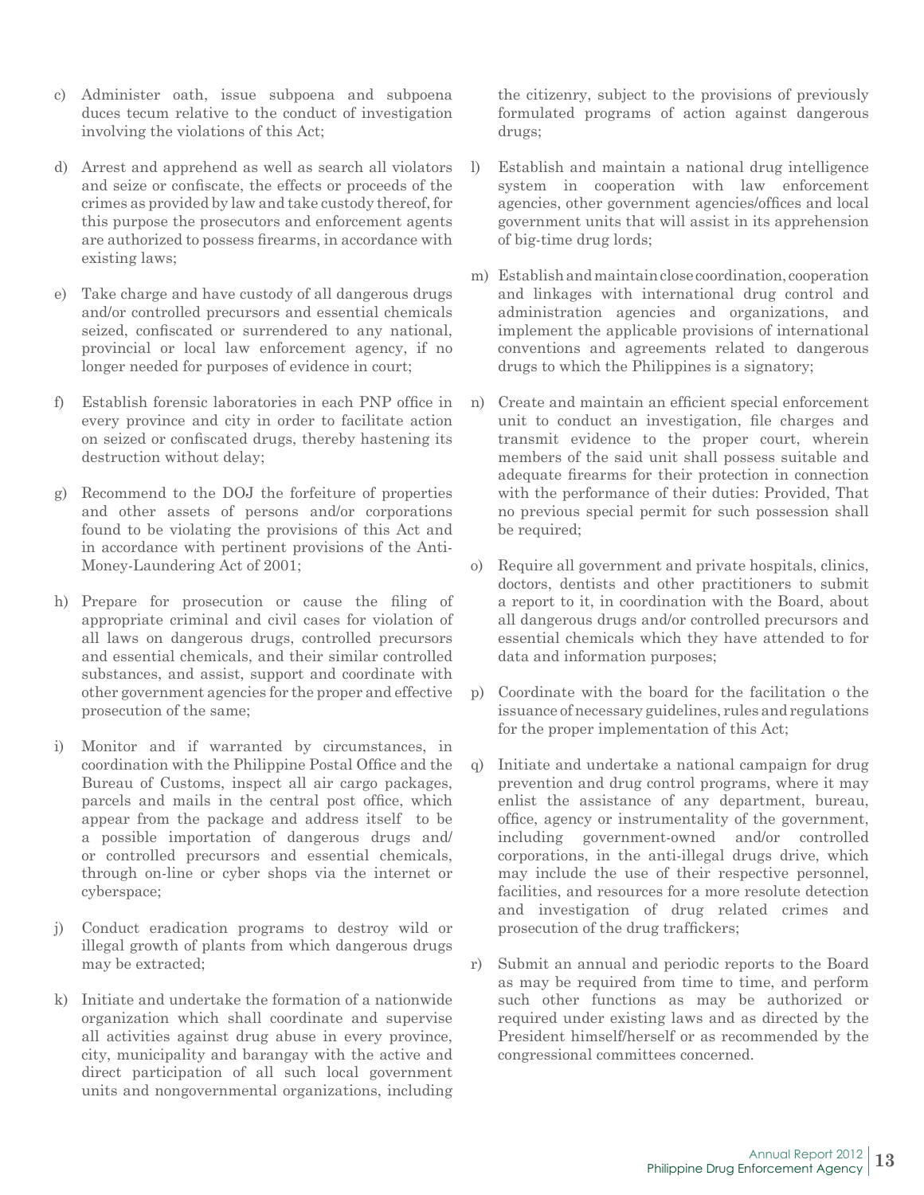c) Administer oath, issue subpoena and subpoena duces tecum relative to the conduct of investigation involving the violations of this Act;

d) Arrest and apprehend as well as search all violators and seize or confiscate, the effects or proceeds of the crimes as provided by law and take custody thereof, for this purpose the prosecutors and enforcement agents are authorized to possess firearms, in accordance with existing laws;

e) Take charge and have custody of all dangerous drugs and/or controlled precursors and essential chemicals seized, confiscated or surrendered to any national, provincial or local law enforcement agency, if no longer needed for purposes of evidence in court;

f) Establish forensic laboratories in each PNP office in every province and city in order to facilitate action on seized or confiscated drugs, thereby hastening its destruction without delay;

g) Recommend to the DOJ the forfeiture of properties and other assets of persons and/or corporations found to be violating the provisions of this Act and in accordance with pertinent provisions of the Anti-Money-Laundering Act of 2001;

h) Prepare for prosecution or cause the filing of appropriate criminal and civil cases for violation of all laws on dangerous drugs, controlled precursors and essential chemicals, and their similar controlled substances, and assist, support and coordinate with other government agencies for the proper and effective prosecution of the same;

i) Monitor and if warranted by circumstances, in coordination with the Philippine Postal Office and the Bureau of Customs, inspect all air cargo packages, parcels and mails in the central post office, which appear from the package and address itself to be a possible importation of dangerous drugs and/ or controlled precursors and essential chemicals, through on-line or cyber shops via the internet or cyberspace;

j) Conduct eradication programs to destroy wild or illegal growth of plants from which dangerous drugs may be extracted;

k) Initiate and undertake the formation of a nationwide organization which shall coordinate and supervise all activities against drug abuse in every province, city, municipality and barangay with the active and direct participation of all such local government units and nongovernmental organizations, including the citizenry, subject to the provisions of previously formulated programs of action against dangerous drugs;

l) Establish and maintain a national drug intelligence system in cooperation with law enforcement agencies, other government agencies/offices and local government units that will assist in its apprehension of big-time drug lords;

m) Establish and maintain close coordination, cooperation and linkages with international drug control and administration agencies and organizations, and implement the applicable provisions of international conventions and agreements related to dangerous drugs to which the Philippines is a signatory;

n) Create and maintain an efficient special enforcement unit to conduct an investigation, file charges and transmit evidence to the proper court, wherein members of the said unit shall possess suitable and adequate firearms for their protection in connection with the performance of their duties: Provided, That no previous special permit for such possession shall be required;

o) Require all government and private hospitals, clinics, doctors, dentists and other practitioners to submit a report to it, in coordination with the Board, about all dangerous drugs and/or controlled precursors and essential chemicals which they have attended to for data and information purposes;

p) Coordinate with the board for the facilitation o the issuance of necessary guidelines, rules and regulations for the proper implementation of this Act;

q) Initiate and undertake a national campaign for drug prevention and drug control programs, where it may enlist the assistance of any department, bureau, office, agency or instrumentality of the government, including government-owned and/or controlled corporations, in the anti-illegal drugs drive, which may include the use of their respective personnel, facilities, and resources for a more resolute detection and investigation of drug related crimes and prosecution of the drug traffickers;

r) Submit an annual and periodic reports to the Board as may be required from time to time, and perform such other functions as may be authorized or required under existing laws and as directed by the President himself/herself or as recommended by the congressional committees concerned.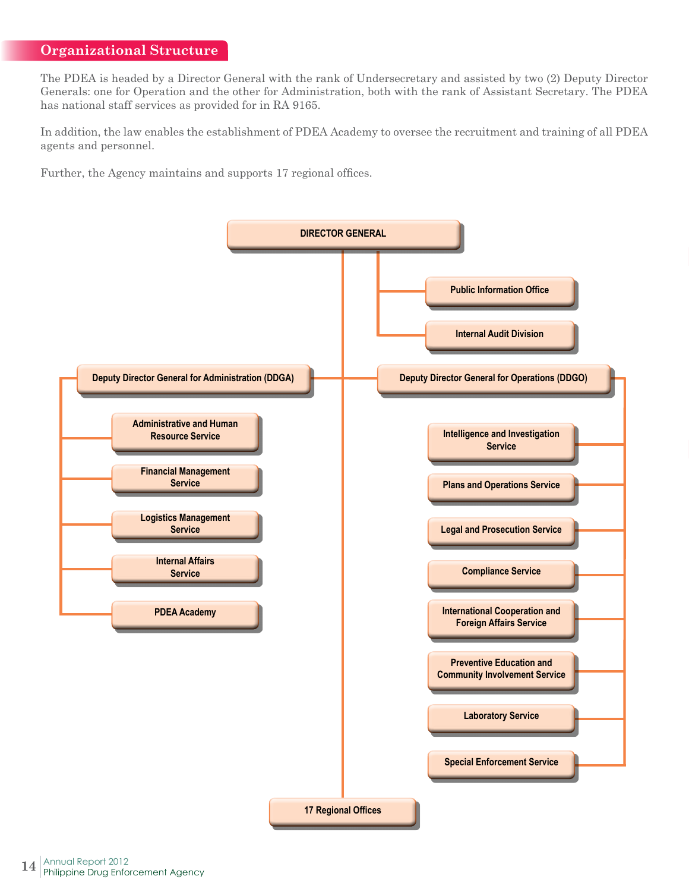## Organizational Structure

The PDEA is headed by a Director General with the rank of Undersecretary and assisted by two (2) Deputy Director Generals: one for Operation and the other for Administration, both with the rank of Assistant Secretary. The PDEA has national staff services as provided for in RA 9165.

In addition, the law enables the establishment of PDEA Academy to oversee the recruitment and training of all PDEA agents and personnel.

Further, the Agency maintains and supports 17 regional offices.

DIRECTOR GENERAL

Public Information Office

Internal Audit Division

Deputy Director General for Administration (DDGA)

Deputy Director General for Operations (DDGO)

Administrative and Human Resource Service

Financial Management Service

Logistics Management Service

Internal Affairs Service

PDEA Academy

Intelligence and Investigation Service

Plans and Operations Service

Legal and Prosecution Service

Compliance Service

International Cooperation and Foreign Affairs Service

Preventive Education and Community Involvement Service

Laboratory Service

Special Enforcement Service

17 Regional Offices